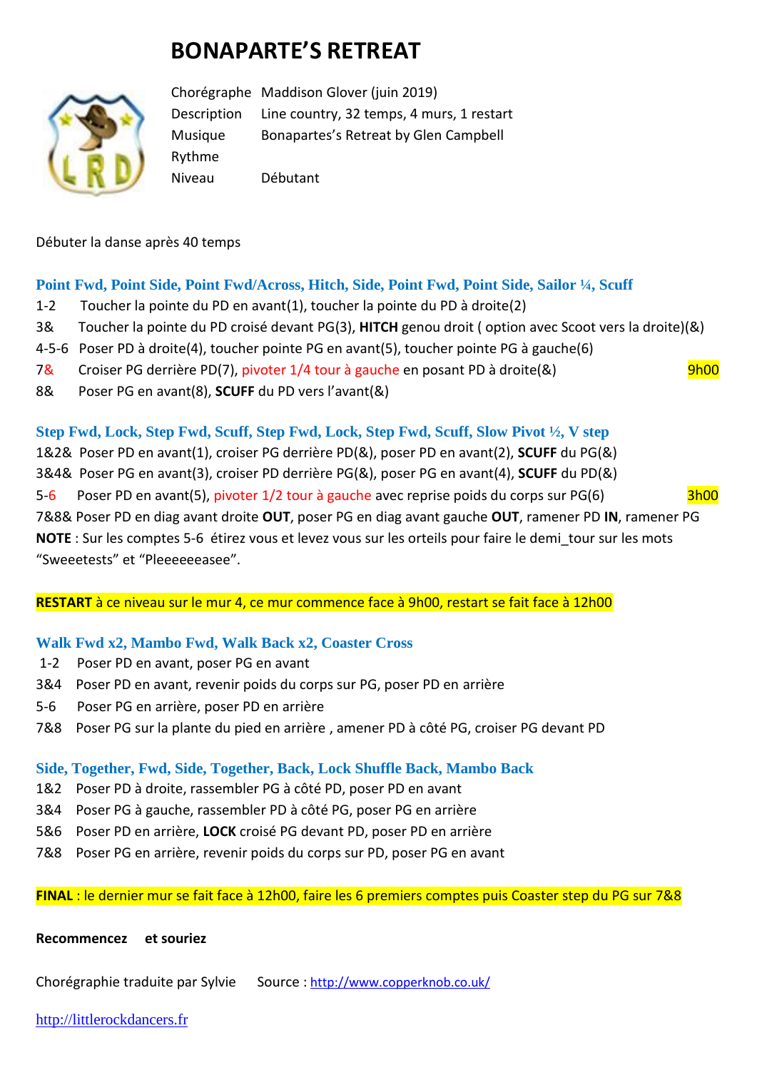# BONAPARTE'S RETREAT

Chorégraphe Maddison Glover (juin 2019)
Description Line country, 32 temps, 4 murs, 1 restart
Musique Bonapartes's Retreat by Glen Campbell
Rythme
Niveau Débutant

Débuter la danse après 40 temps

### Point Fwd, Point Side, Point Fwd/Across, Hitch, Side, Point Fwd, Point Side, Sailor ¼, Scuff

1-2 Toucher la pointe du PD en avant(1), toucher la pointe du PD à droite(2)
3& Toucher la pointe du PD croisé devant PG(3), **HITCH** genou droit ( option avec Scoot vers la droite)(&)
4-5-6 Poser PD à droite(4), toucher pointe PG en avant(5), toucher pointe PG à gauche(6)
7& Croiser PG derrière PD(7), pivoter 1/4 tour à gauche en posant PD à droite(&) 9h00
8& Poser PG en avant(8), **SCUFF** du PD vers l'avant(&)

### Step Fwd, Lock, Step Fwd, Scuff, Step Fwd, Lock, Step Fwd, Scuff, Slow Pivot ½, V step

1&2& Poser PD en avant(1), croiser PG derrière PD(&), poser PD en avant(2), **SCUFF** du PG(&)
3&4& Poser PG en avant(3), croiser PD derrière PG(&), poser PG en avant(4), **SCUFF** du PD(&)
5-6 Poser PD en avant(5), pivoter 1/2 tour à gauche avec reprise poids du corps sur PG(6) 3h00
7&8& Poser PD en diag avant droite **OUT**, poser PG en diag avant gauche **OUT**, ramener PD **IN**, ramener PG
**NOTE** : Sur les comptes 5-6 étirez vous et levez vous sur les orteils pour faire le demi_tour sur les mots "Sweeetests" et "Pleeeeeeasee".

**RESTART** à ce niveau sur le mur 4, ce mur commence face à 9h00, restart se fait face à 12h00

### Walk Fwd x2, Mambo Fwd, Walk Back x2, Coaster Cross

1-2 Poser PD en avant, poser PG en avant
3&4 Poser PD en avant, revenir poids du corps sur PG, poser PD en arrière
5-6 Poser PG en arrière, poser PD en arrière
7&8 Poser PG sur la plante du pied en arrière , amener PD à côté PG, croiser PG devant PD

### Side, Together, Fwd, Side, Together, Back, Lock Shuffle Back, Mambo Back

1&2 Poser PD à droite, rassembler PG à côté PD, poser PD en avant
3&4 Poser PG à gauche, rassembler PD à côté PG, poser PG en arrière
5&6 Poser PD en arrière, **LOCK** croisé PG devant PD, poser PD en arrière
7&8 Poser PG en arrière, revenir poids du corps sur PD, poser PG en avant

**FINAL** : le dernier mur se fait face à 12h00, faire les 6 premiers comptes puis Coaster step du PG sur 7&8

**Recommencez et souriez**

Chorégraphie traduite par Sylvie Source : http://www.copperknob.co.uk/

http://littlerockdancers.fr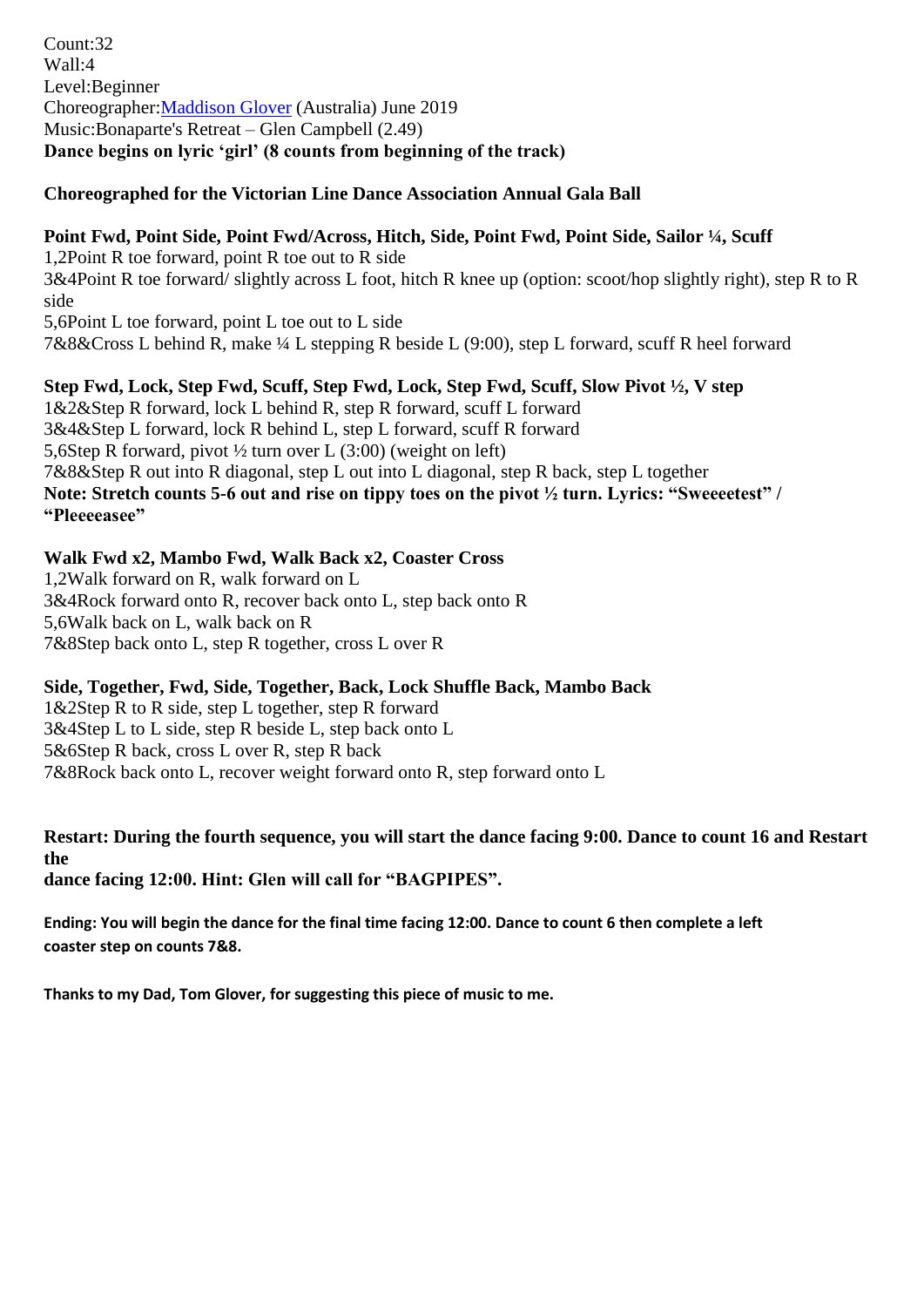Count:32
Wall:4
Level:Beginner
Choreographer:[Maddison Glover](#) (Australia) June 2019
Music:Bonaparte's Retreat – Glen Campbell (2.49)
**Dance begins on lyric 'girl' (8 counts from beginning of the track)**

**Choreographed for the Victorian Line Dance Association Annual Gala Ball**

**Point Fwd, Point Side, Point Fwd/Across, Hitch, Side, Point Fwd, Point Side, Sailor ¼, Scuff**
1,2Point R toe forward, point R toe out to R side
3&4Point R toe forward/ slightly across L foot, hitch R knee up (option: scoot/hop slightly right), step R to R side
5,6Point L toe forward, point L toe out to L side
7&8&Cross L behind R, make ¼ L stepping R beside L (9:00), step L forward, scuff R heel forward

**Step Fwd, Lock, Step Fwd, Scuff, Step Fwd, Lock, Step Fwd, Scuff, Slow Pivot ½, V step**
1&2&Step R forward, lock L behind R, step R forward, scuff L forward
3&4&Step L forward, lock R behind L, step L forward, scuff R forward
5,6Step R forward, pivot ½ turn over L (3:00) (weight on left)
7&8&Step R out into R diagonal, step L out into L diagonal, step R back, step L together
**Note: Stretch counts 5-6 out and rise on tippy toes on the pivot ½ turn. Lyrics: "Sweeeetest" / "Pleeeease"**

**Walk Fwd x2, Mambo Fwd, Walk Back x2, Coaster Cross**
1,2Walk forward on R, walk forward on L
3&4Rock forward onto R, recover back onto L, step back onto R
5,6Walk back on L, walk back on R
7&8Step back onto L, step R together, cross L over R

**Side, Together, Fwd, Side, Together, Back, Lock Shuffle Back, Mambo Back**
1&2Step R to R side, step L together, step R forward
3&4Step L to L side, step R beside L, step back onto L
5&6Step R back, cross L over R, step R back
7&8Rock back onto L, recover weight forward onto R, step forward onto L

**Restart: During the fourth sequence, you will start the dance facing 9:00. Dance to count 16 and Restart the dance facing 12:00. Hint: Glen will call for "BAGPIPES".**

**Ending: You will begin the dance for the final time facing 12:00. Dance to count 6 then complete a left coaster step on counts 7&8.**

**Thanks to my Dad, Tom Glover, for suggesting this piece of music to me.**